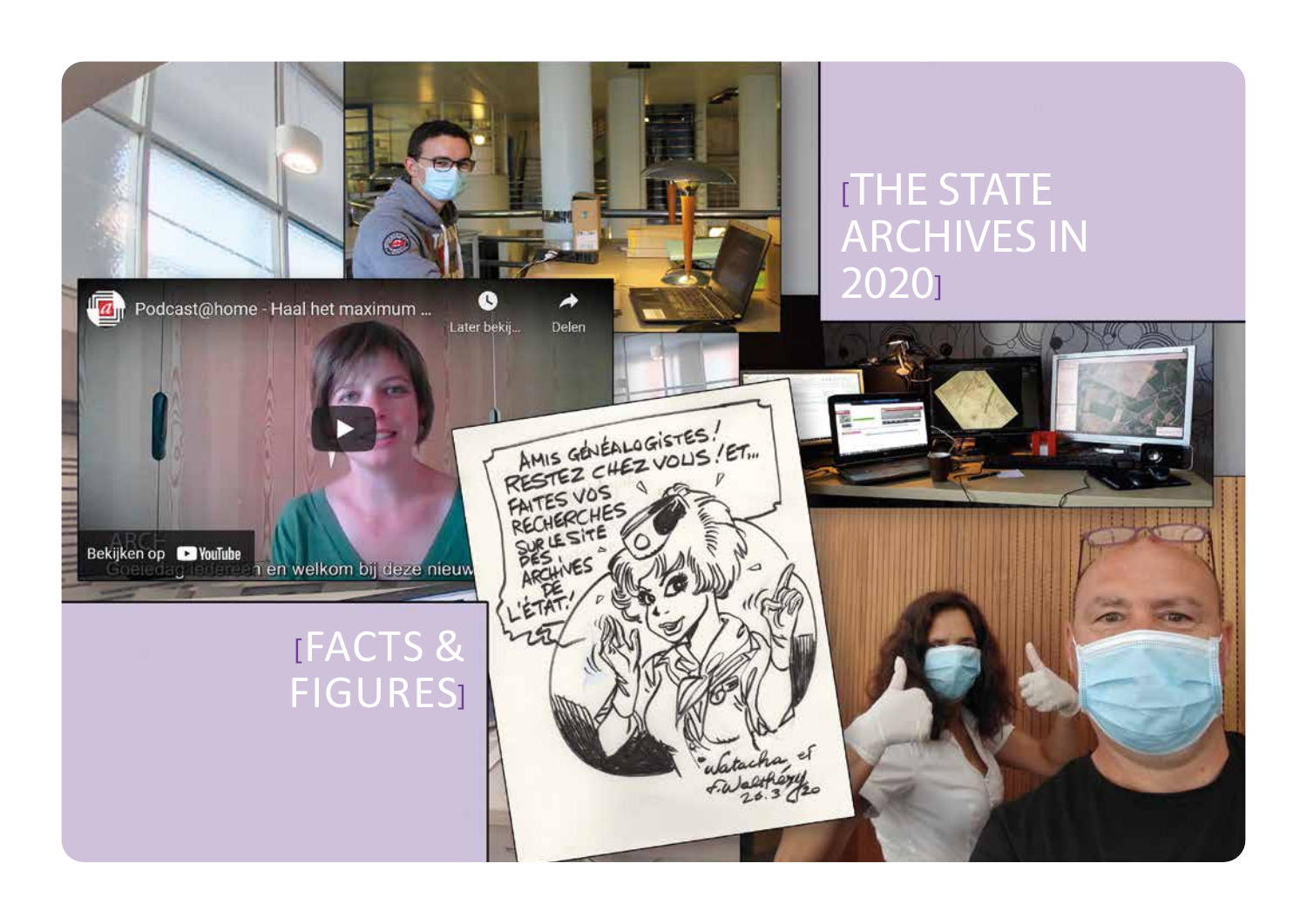# [THE STATE ARCHIVES IN 2020]

# [FACTS & FIGURES]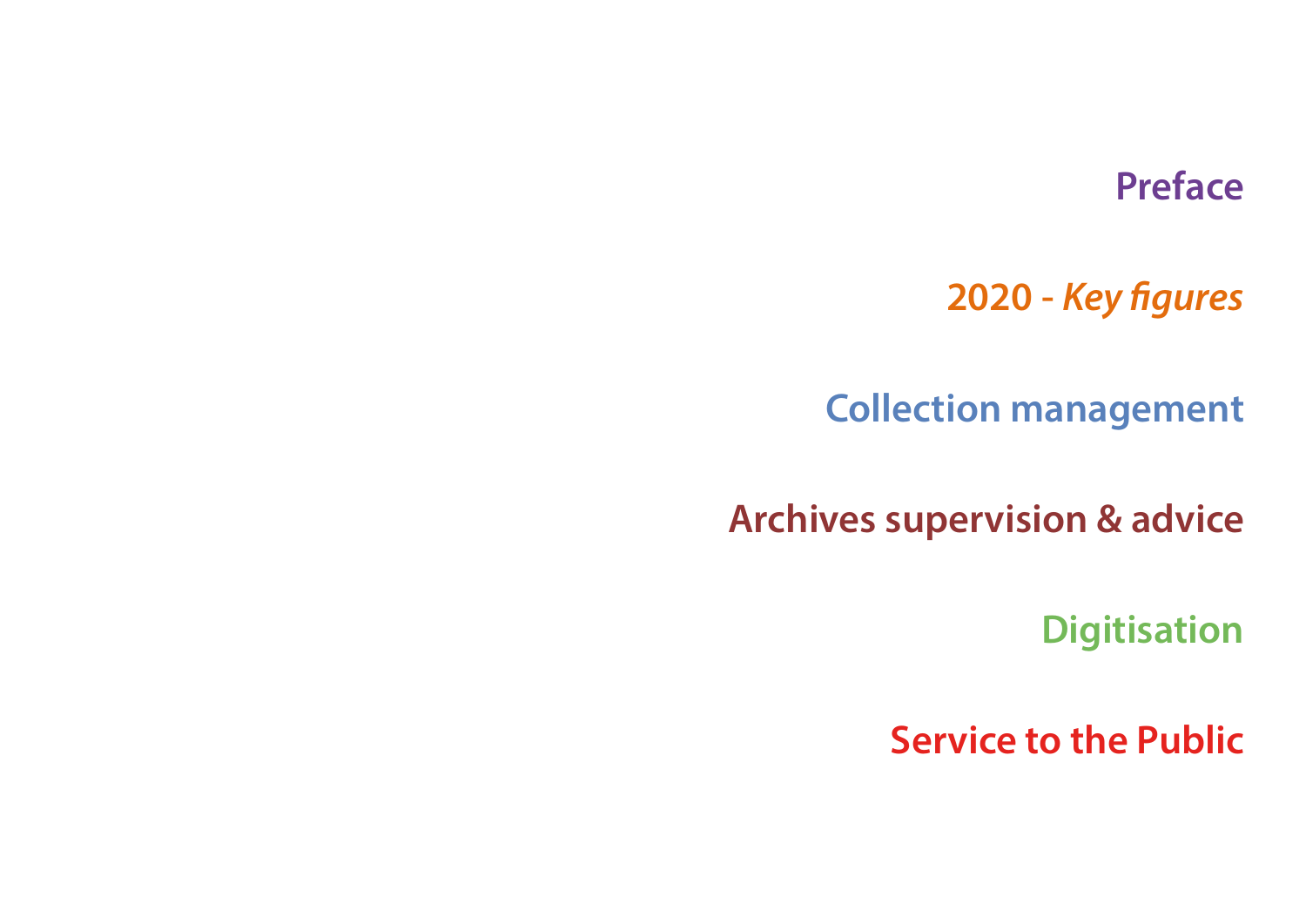**Preface**

**2020 - *Key figures***

**Collection management**

**Archives supervision & advice**

**Digitisation**

**Service to the Public**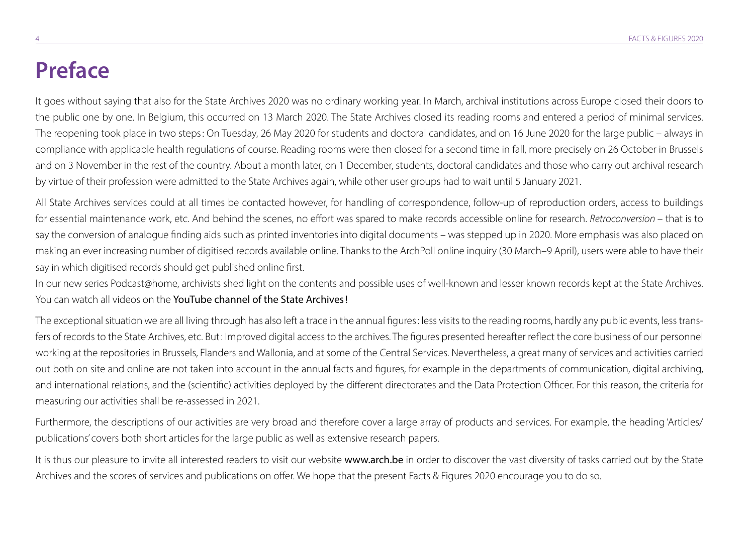# Preface

It goes without saying that also for the State Archives 2020 was no ordinary working year. In March, archival institutions across Europe closed their doors to the public one by one. In Belgium, this occurred on 13 March 2020. The State Archives closed its reading rooms and entered a period of minimal services. The reopening took place in two steps: On Tuesday, 26 May 2020 for students and doctoral candidates, and on 16 June 2020 for the large public – always in compliance with applicable health regulations of course. Reading rooms were then closed for a second time in fall, more precisely on 26 October in Brussels and on 3 November in the rest of the country. About a month later, on 1 December, students, doctoral candidates and those who carry out archival research by virtue of their profession were admitted to the State Archives again, while other user groups had to wait until 5 January 2021.

All State Archives services could at all times be contacted however, for handling of correspondence, follow-up of reproduction orders, access to buildings for essential maintenance work, etc. And behind the scenes, no effort was spared to make records accessible online for research. *Retroconversion* – that is to say the conversion of analogue finding aids such as printed inventories into digital documents – was stepped up in 2020. More emphasis was also placed on making an ever increasing number of digitised records available online. Thanks to the ArchPoll online inquiry (30 March–9 April), users were able to have their say in which digitised records should get published online first.

In our new series Podcast@home, archivists shed light on the contents and possible uses of well-known and lesser known records kept at the State Archives. You can watch all videos on the **YouTube channel of the State Archives!**

The exceptional situation we are all living through has also left a trace in the annual figures: less visits to the reading rooms, hardly any public events, less transfers of records to the State Archives, etc. But: Improved digital access to the archives. The figures presented hereafter reflect the core business of our personnel working at the repositories in Brussels, Flanders and Wallonia, and at some of the Central Services. Nevertheless, a great many of services and activities carried out both on site and online are not taken into account in the annual facts and figures, for example in the departments of communication, digital archiving, and international relations, and the (scientific) activities deployed by the different directorates and the Data Protection Officer. For this reason, the criteria for measuring our activities shall be re-assessed in 2021.

Furthermore, the descriptions of our activities are very broad and therefore cover a large array of products and services. For example, the heading 'Articles/publications' covers both short articles for the large public as well as extensive research papers.

It is thus our pleasure to invite all interested readers to visit our website **www.arch.be** in order to discover the vast diversity of tasks carried out by the State Archives and the scores of services and publications on offer. We hope that the present Facts & Figures 2020 encourage you to do so.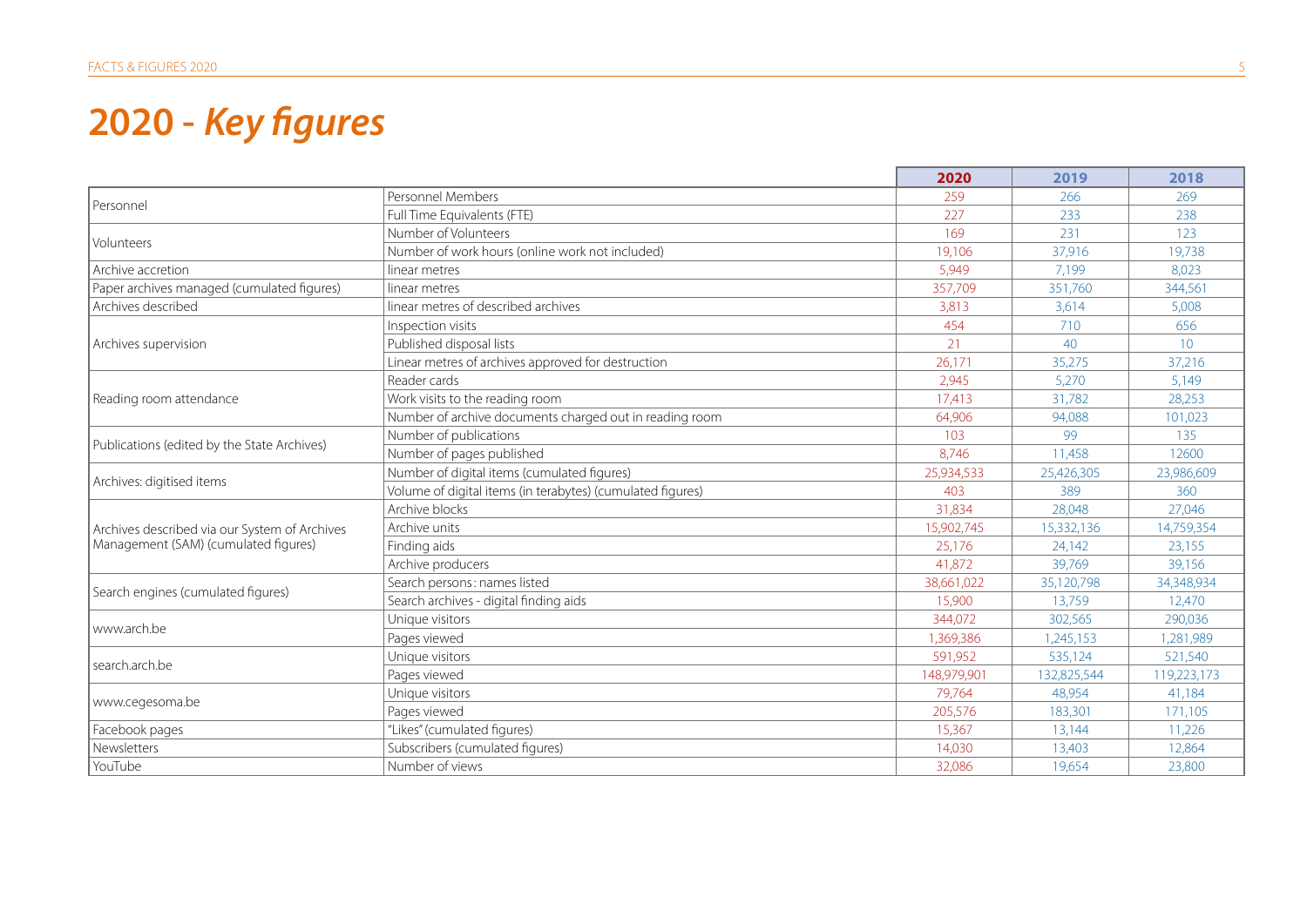# 2020 - *Key figures*

| | | 2020 | 2019 | 2018 |
|---|---|---|---|---|
| Personnel | Personnel Members | 259 | 266 | 269 |
| | Full Time Equivalents (FTE) | 227 | 233 | 238 |
| Volunteers | Number of Volunteers | 169 | 231 | 123 |
| | Number of work hours (online work not included) | 19,106 | 37,916 | 19,738 |
| Archive accretion | linear metres | 5,949 | 7,199 | 8,023 |
| Paper archives managed (cumulated figures) | linear metres | 357,709 | 351,760 | 344,561 |
| Archives described | linear metres of described archives | 3,813 | 3,614 | 5,008 |
| Archives supervision | Inspection visits | 454 | 710 | 656 |
| | Published disposal lists | 21 | 40 | 10 |
| | Linear metres of archives approved for destruction | 26,171 | 35,275 | 37,216 |
| Reading room attendance | Reader cards | 2,945 | 5,270 | 5,149 |
| | Work visits to the reading room | 17,413 | 31,782 | 28,253 |
| | Number of archive documents charged out in reading room | 64,906 | 94,088 | 101,023 |
| Publications (edited by the State Archives) | Number of publications | 103 | 99 | 135 |
| | Number of pages published | 8,746 | 11,458 | 12600 |
| Archives: digitised items | Number of digital items (cumulated figures) | 25,934,533 | 25,426,305 | 23,986,609 |
| | Volume of digital items (in terabytes) (cumulated figures) | 403 | 389 | 360 |
| Archives described via our System of Archives Management (SAM) (cumulated figures) | Archive blocks | 31,834 | 28,048 | 27,046 |
| | Archive units | 15,902,745 | 15,332,136 | 14,759,354 |
| | Finding aids | 25,176 | 24,142 | 23,155 |
| | Archive producers | 41,872 | 39,769 | 39,156 |
| Search engines (cumulated figures) | Search persons : names listed | 38,661,022 | 35,120,798 | 34,348,934 |
| | Search archives - digital finding aids | 15,900 | 13,759 | 12,470 |
| www.arch.be | Unique visitors | 344,072 | 302,565 | 290,036 |
| | Pages viewed | 1,369,386 | 1,245,153 | 1,281,989 |
| search.arch.be | Unique visitors | 591,952 | 535,124 | 521,540 |
| | Pages viewed | 148,979,901 | 132,825,544 | 119,223,173 |
| www.cegesoma.be | Unique visitors | 79,764 | 48,954 | 41,184 |
| | Pages viewed | 205,576 | 183,301 | 171,105 |
| Facebook pages | "Likes" (cumulated figures) | 15,367 | 13,144 | 11,226 |
| Newsletters | Subscribers (cumulated figures) | 14,030 | 13,403 | 12,864 |
| YouTube | Number of views | 32,086 | 19,654 | 23,800 |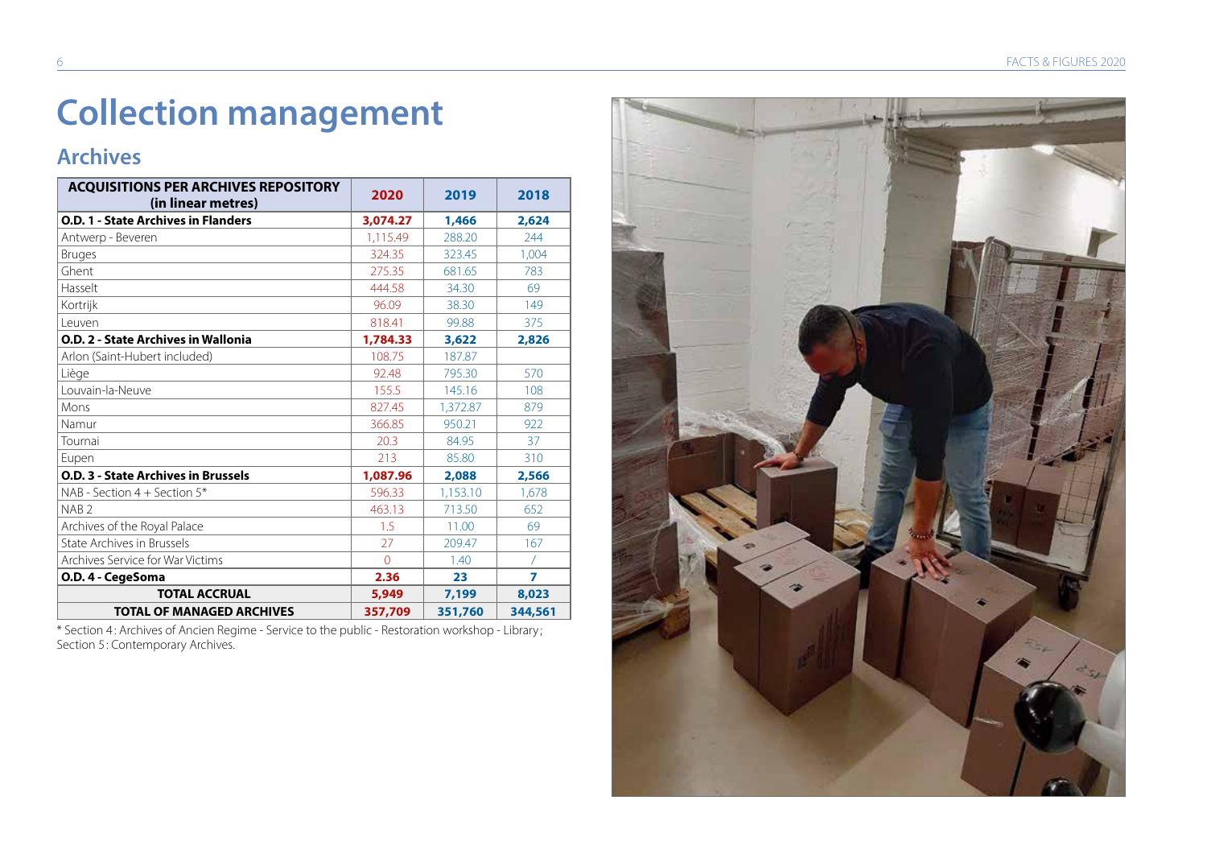# Collection management

## Archives

| ACQUISITIONS PER ARCHIVES REPOSITORY (in linear metres) | 2020 | 2019 | 2018 |
|---|---|---|---|
| **O.D. 1 - State Archives in Flanders** | **3,074.27** | **1,466** | **2,624** |
| Antwerp - Beveren | 1,115.49 | 288.20 | 244 |
| Bruges | 324.35 | 323.45 | 1,004 |
| Ghent | 275.35 | 681.65 | 783 |
| Hasselt | 444.58 | 34.30 | 69 |
| Kortrijk | 96.09 | 38.30 | 149 |
| Leuven | 818.41 | 99.88 | 375 |
| **O.D. 2 - State Archives in Wallonia** | **1,784.33** | **3,622** | **2,826** |
| Arlon (Saint-Hubert included) | 108.75 | 187.87 | |
| Liège | 92.48 | 795.30 | 570 |
| Louvain-la-Neuve | 155.5 | 145.16 | 108 |
| Mons | 827.45 | 1,372.87 | 879 |
| Namur | 366.85 | 950.21 | 922 |
| Tournai | 20.3 | 84.95 | 37 |
| Eupen | 213 | 85.80 | 310 |
| **O.D. 3 - State Archives in Brussels** | **1,087.96** | **2,088** | **2,566** |
| NAB - Section 4 + Section 5* | 596.33 | 1,153.10 | 1,678 |
| NAB 2 | 463.13 | 713.50 | 652 |
| Archives of the Royal Palace | 1.5 | 11.00 | 69 |
| State Archives in Brussels | 27 | 209.47 | 167 |
| Archives Service for War Victims | 0 | 1.40 | / |
| **O.D. 4 - CegeSoma** | **2.36** | **23** | **7** |
| **TOTAL ACCRUAL** | **5,949** | **7,199** | **8,023** |
| **TOTAL OF MANAGED ARCHIVES** | **357,709** | **351,760** | **344,561** |

* Section 4: Archives of Ancien Regime - Service to the public - Restoration workshop - Library; Section 5: Contemporary Archives.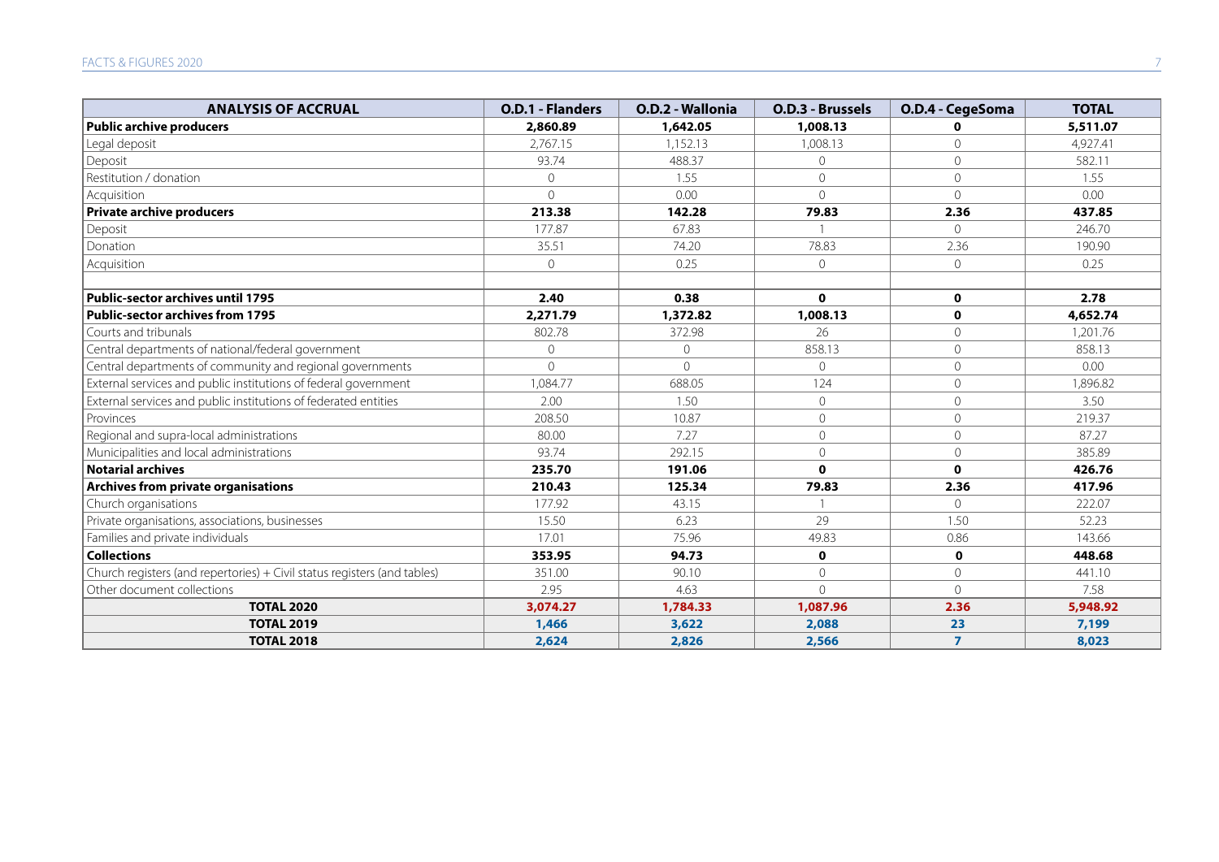| ANALYSIS OF ACCRUAL | O.D.1 - Flanders | O.D.2 - Wallonia | O.D.3 - Brussels | O.D.4 - CegeSoma | TOTAL |
|---|---|---|---|---|---|
| **Public archive producers** | **2,860.89** | **1,642.05** | **1,008.13** | **0** | **5,511.07** |
| Legal deposit | 2,767.15 | 1,152.13 | 1,008.13 | 0 | 4,927.41 |
| Deposit | 93.74 | 488.37 | 0 | 0 | 582.11 |
| Restitution / donation | 0 | 1.55 | 0 | 0 | 1.55 |
| Acquisition | 0 | 0.00 | 0 | 0 | 0.00 |
| **Private archive producers** | **213.38** | **142.28** | **79.83** | **2.36** | **437.85** |
| Deposit | 177.87 | 67.83 | 1 | 0 | 246.70 |
| Donation | 35.51 | 74.20 | 78.83 | 2.36 | 190.90 |
| Acquisition | 0 | 0.25 | 0 | 0 | 0.25 |
| | | | | | |
| **Public-sector archives until 1795** | **2.40** | **0.38** | **0** | **0** | **2.78** |
| **Public-sector archives from 1795** | **2,271.79** | **1,372.82** | **1,008.13** | **0** | **4,652.74** |
| Courts and tribunals | 802.78 | 372.98 | 26 | 0 | 1,201.76 |
| Central departments of national/federal government | 0 | 0 | 858.13 | 0 | 858.13 |
| Central departments of community and regional governments | 0 | 0 | 0 | 0 | 0.00 |
| External services and public institutions of federal government | 1,084.77 | 688.05 | 124 | 0 | 1,896.82 |
| External services and public institutions of federated entities | 2.00 | 1.50 | 0 | 0 | 3.50 |
| Provinces | 208.50 | 10.87 | 0 | 0 | 219.37 |
| Regional and supra-local administrations | 80.00 | 7.27 | 0 | 0 | 87.27 |
| Municipalities and local administrations | 93.74 | 292.15 | 0 | 0 | 385.89 |
| **Notarial archives** | **235.70** | **191.06** | **0** | **0** | **426.76** |
| **Archives from private organisations** | **210.43** | **125.34** | **79.83** | **2.36** | **417.96** |
| Church organisations | 177.92 | 43.15 | 1 | 0 | 222.07 |
| Private organisations, associations, businesses | 15.50 | 6.23 | 29 | 1.50 | 52.23 |
| Families and private individuals | 17.01 | 75.96 | 49.83 | 0.86 | 143.66 |
| **Collections** | **353.95** | **94.73** | **0** | **0** | **448.68** |
| Church registers (and repertories) + Civil status registers (and tables) | 351.00 | 90.10 | 0 | 0 | 441.10 |
| Other document collections | 2.95 | 4.63 | 0 | 0 | 7.58 |
| **TOTAL 2020** | **3,074.27** | **1,784.33** | **1,087.96** | **2.36** | **5,948.92** |
| **TOTAL 2019** | **1,466** | **3,622** | **2,088** | **23** | **7,199** |
| **TOTAL 2018** | **2,624** | **2,826** | **2,566** | **7** | **8,023** |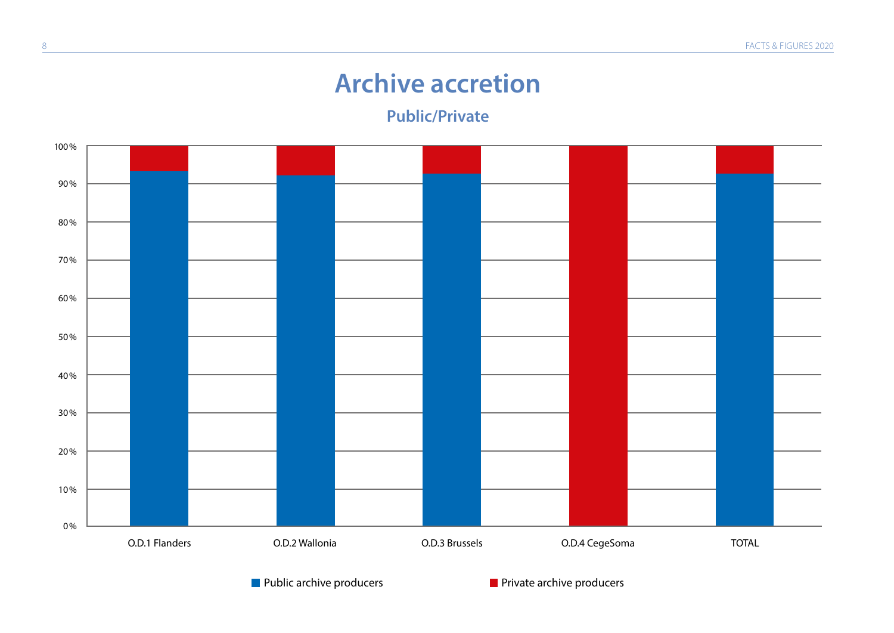# Archive accretion

## Public/Private

100%
90%
80%
70%
60%
50%
40%
30%
20%
10%
0%

O.D.1 Flanders | O.D.2 Wallonia | O.D.3 Brussels | O.D.4 CegeSoma | TOTAL

Public archive producers | Private archive producers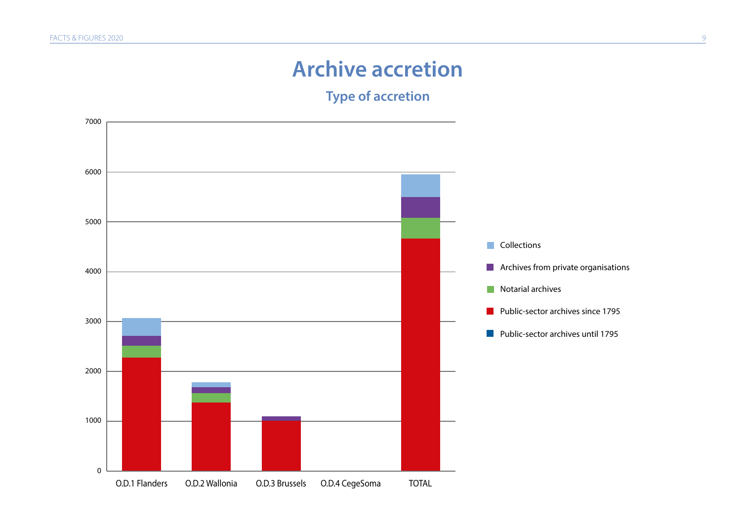# Archive accretion

## Type of accretion

7000

6000

5000

4000

3000

2000

1000

0

O.D.1 Flanders O.D.2 Wallonia O.D.3 Brussels O.D.4 CegeSoma TOTAL

- Collections
- Archives from private organisations
- Notarial archives
- Public-sector archives since 1795
- Public-sector archives until 1795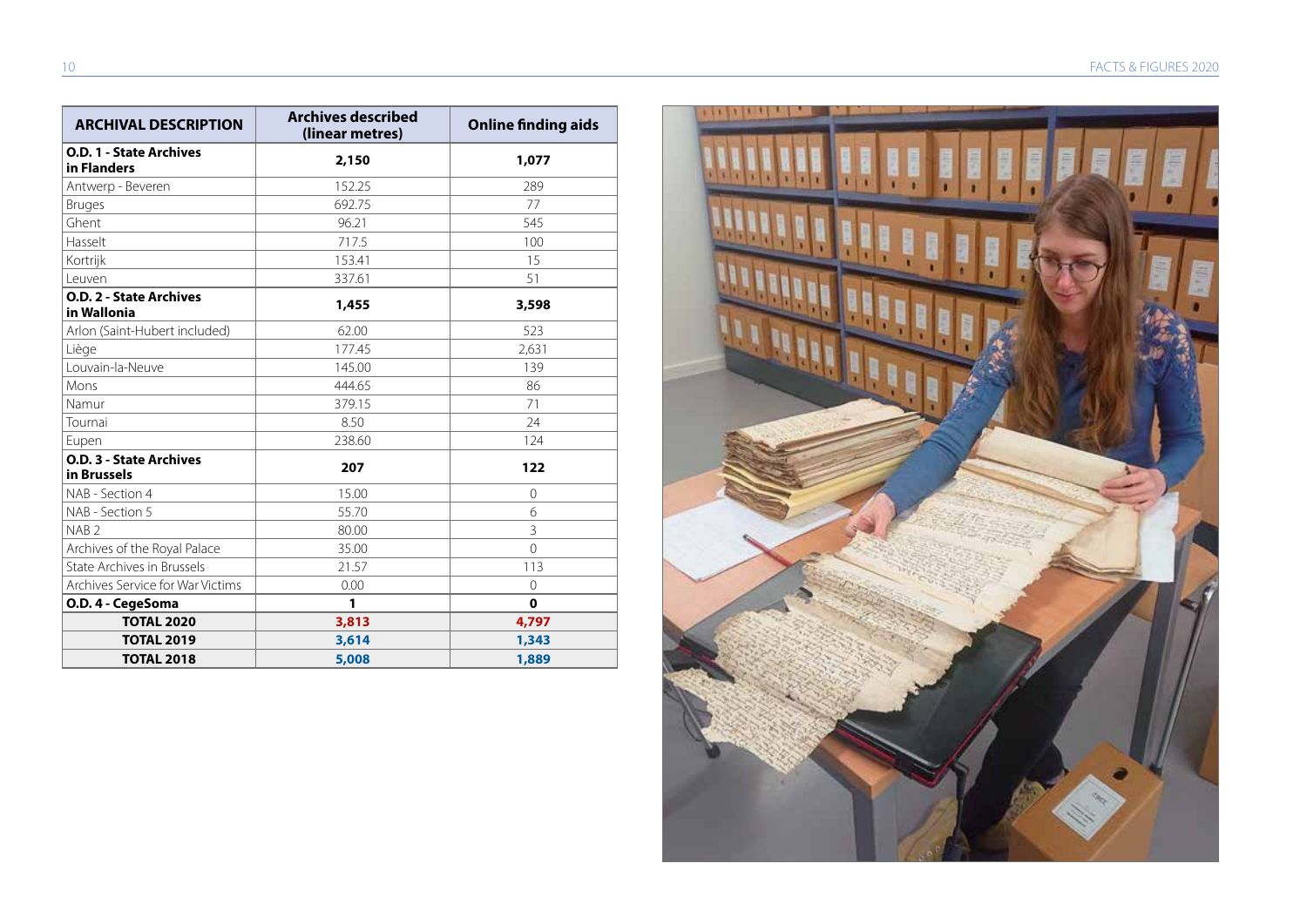| ARCHIVAL DESCRIPTION | Archives described (linear metres) | Online finding aids |
|---|---|---|
| **O.D. 1 - State Archives in Flanders** | **2,150** | **1,077** |
| Antwerp - Beveren | 152.25 | 289 |
| Bruges | 692.75 | 77 |
| Ghent | 96.21 | 545 |
| Hasselt | 717.5 | 100 |
| Kortrijk | 153.41 | 15 |
| Leuven | 337.61 | 51 |
| **O.D. 2 - State Archives in Wallonia** | **1,455** | **3,598** |
| Arlon (Saint-Hubert included) | 62.00 | 523 |
| Liège | 177.45 | 2,631 |
| Louvain-la-Neuve | 145.00 | 139 |
| Mons | 444.65 | 86 |
| Namur | 379.15 | 71 |
| Tournai | 8.50 | 24 |
| Eupen | 238.60 | 124 |
| **O.D. 3 - State Archives in Brussels** | **207** | **122** |
| NAB - Section 4 | 15.00 | 0 |
| NAB - Section 5 | 55.70 | 6 |
| NAB 2 | 80.00 | 3 |
| Archives of the Royal Palace | 35.00 | 0 |
| State Archives in Brussels | 21.57 | 113 |
| Archives Service for War Victims | 0.00 | 0 |
| **O.D. 4 - CegeSoma** | **1** | **0** |
| **TOTAL 2020** | **3,813** | **4,797** |
| **TOTAL 2019** | **3,614** | **1,343** |
| **TOTAL 2018** | **5,008** | **1,889** |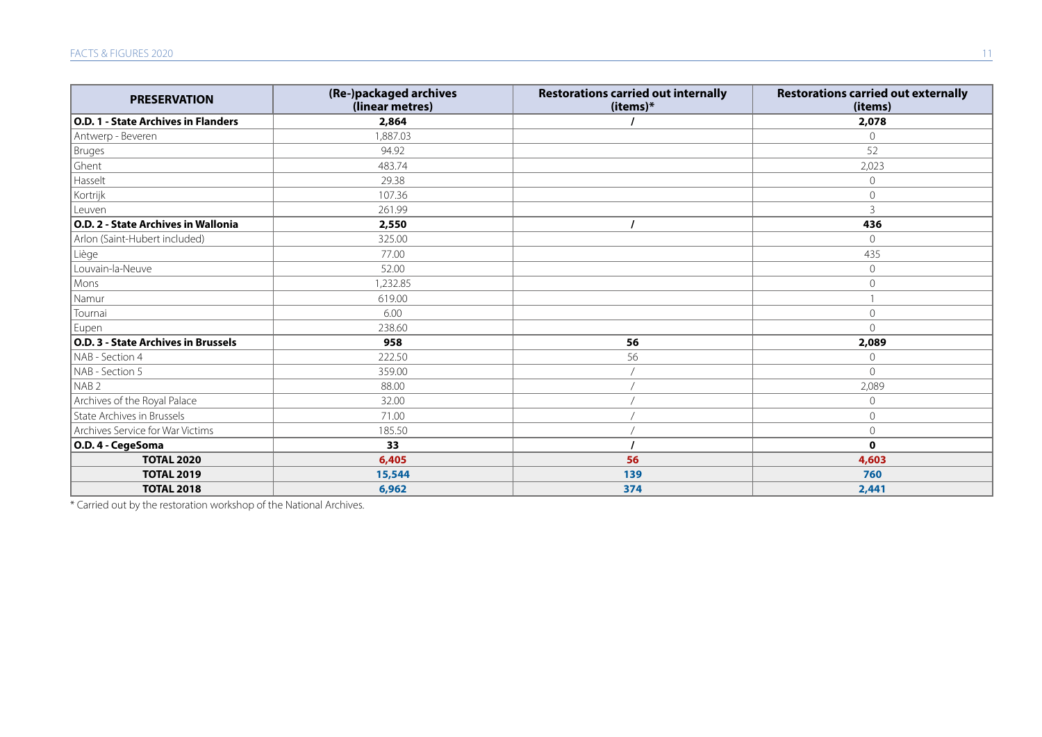| PRESERVATION | (Re-)packaged archives (linear metres) | Restorations carried out internally (items)* | Restorations carried out externally (items) |
|---|---|---|---|
| **O.D. 1 - State Archives in Flanders** | **2,864** | **/** | **2,078** |
| Antwerp - Beveren | 1,887.03 | | 0 |
| Bruges | 94.92 | | 52 |
| Ghent | 483.74 | | 2,023 |
| Hasselt | 29.38 | | 0 |
| Kortrijk | 107.36 | | 0 |
| Leuven | 261.99 | | 3 |
| **O.D. 2 - State Archives in Wallonia** | **2,550** | **/** | **436** |
| Arlon (Saint-Hubert included) | 325.00 | | 0 |
| Liège | 77.00 | | 435 |
| Louvain-la-Neuve | 52.00 | | 0 |
| Mons | 1,232.85 | | 0 |
| Namur | 619.00 | | 1 |
| Tournai | 6.00 | | 0 |
| Eupen | 238.60 | | 0 |
| **O.D. 3 - State Archives in Brussels** | **958** | **56** | **2,089** |
| NAB - Section 4 | 222.50 | 56 | 0 |
| NAB - Section 5 | 359.00 | / | 0 |
| NAB 2 | 88.00 | / | 2,089 |
| Archives of the Royal Palace | 32.00 | / | 0 |
| State Archives in Brussels | 71.00 | / | 0 |
| Archives Service for War Victims | 185.50 | / | 0 |
| **O.D. 4 - CegeSoma** | **33** | **/** | **0** |
| **TOTAL 2020** | **6,405** | **56** | **4,603** |
| **TOTAL 2019** | **15,544** | **139** | **760** |
| **TOTAL 2018** | **6,962** | **374** | **2,441** |

* Carried out by the restoration workshop of the National Archives.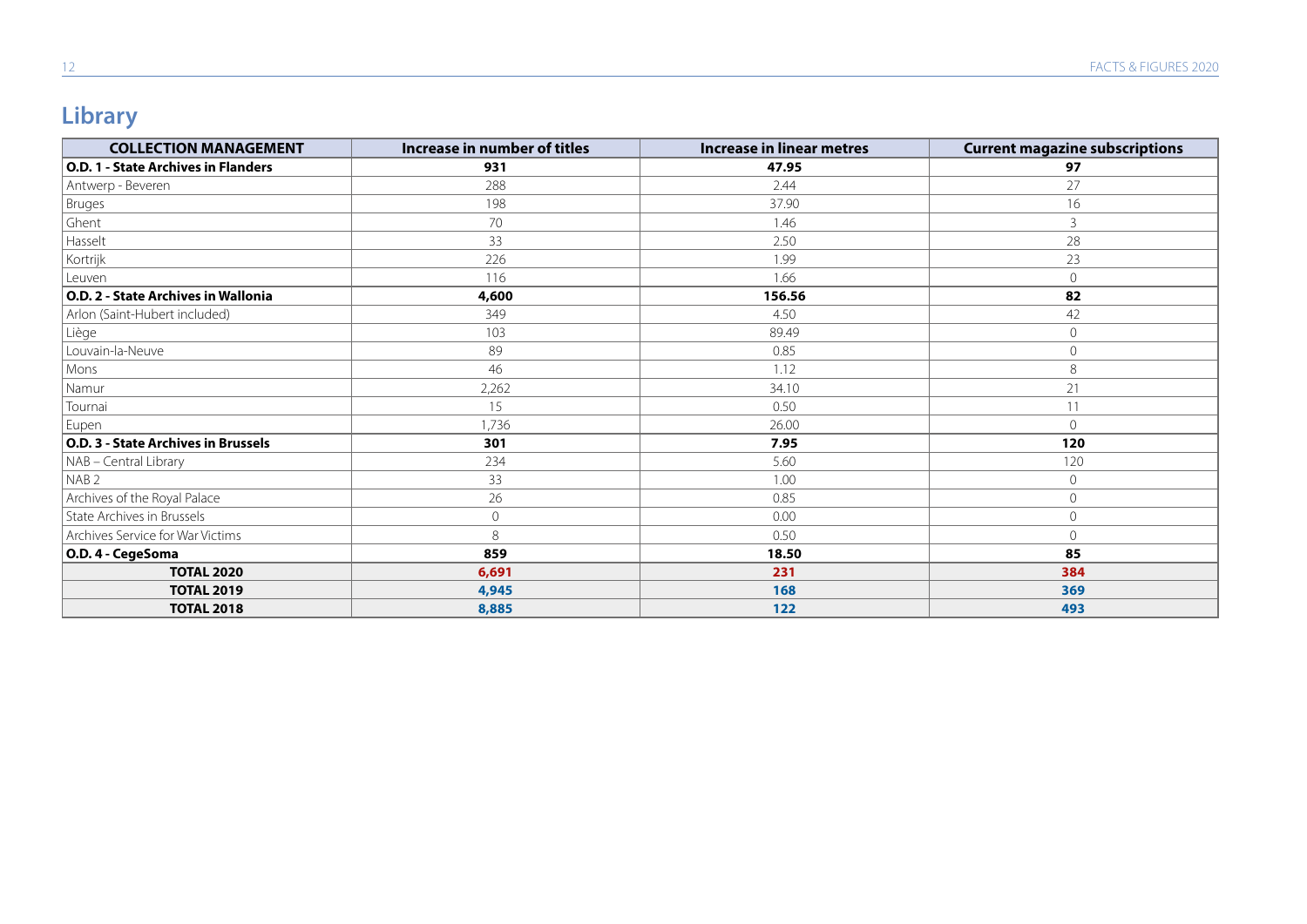## Library

| COLLECTION MANAGEMENT | Increase in number of titles | Increase in linear metres | Current magazine subscriptions |
|---|---|---|---|
| **O.D. 1 - State Archives in Flanders** | **931** | **47.95** | **97** |
| Antwerp - Beveren | 288 | 2.44 | 27 |
| Bruges | 198 | 37.90 | 16 |
| Ghent | 70 | 1.46 | 3 |
| Hasselt | 33 | 2.50 | 28 |
| Kortrijk | 226 | 1.99 | 23 |
| Leuven | 116 | 1.66 | 0 |
| **O.D. 2 - State Archives in Wallonia** | **4,600** | **156.56** | **82** |
| Arlon (Saint-Hubert included) | 349 | 4.50 | 42 |
| Liège | 103 | 89.49 | 0 |
| Louvain-la-Neuve | 89 | 0.85 | 0 |
| Mons | 46 | 1.12 | 8 |
| Namur | 2,262 | 34.10 | 21 |
| Tournai | 15 | 0.50 | 11 |
| Eupen | 1,736 | 26.00 | 0 |
| **O.D. 3 - State Archives in Brussels** | **301** | **7.95** | **120** |
| NAB – Central Library | 234 | 5.60 | 120 |
| NAB 2 | 33 | 1.00 | 0 |
| Archives of the Royal Palace | 26 | 0.85 | 0 |
| State Archives in Brussels | 0 | 0.00 | 0 |
| Archives Service for War Victims | 8 | 0.50 | 0 |
| **O.D. 4 - CegeSoma** | **859** | **18.50** | **85** |
| **TOTAL 2020** | **6,691** | **231** | **384** |
| **TOTAL 2019** | **4,945** | **168** | **369** |
| **TOTAL 2018** | **8,885** | **122** | **493** |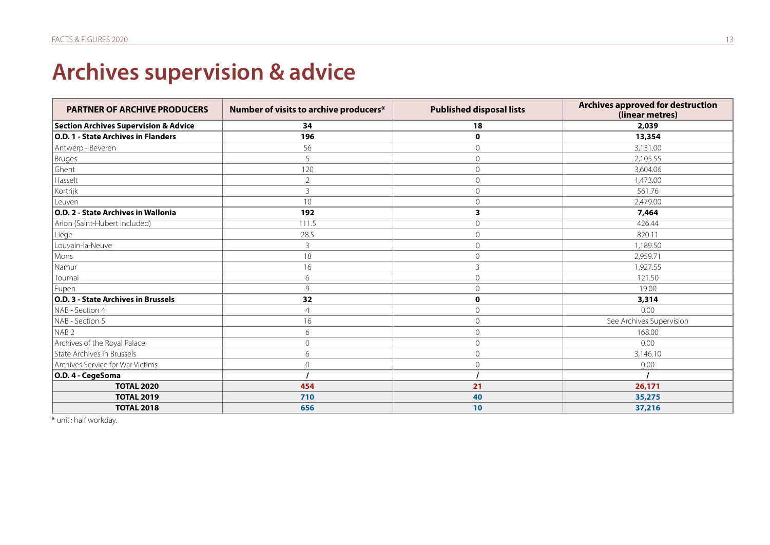# Archives supervision & advice

| PARTNER OF ARCHIVE PRODUCERS | Number of visits to archive producers* | Published disposal lists | Archives approved for destruction (linear metres) |
|---|---|---|---|
| **Section Archives Supervision & Advice** | **34** | **18** | **2,039** |
| **O.D. 1 - State Archives in Flanders** | **196** | **0** | **13,354** |
| Antwerp - Beveren | 56 | 0 | 3,131.00 |
| Bruges | 5 | 0 | 2,105.55 |
| Ghent | 120 | 0 | 3,604.06 |
| Hasselt | 2 | 0 | 1,473.00 |
| Kortrijk | 3 | 0 | 561.76 |
| Leuven | 10 | 0 | 2,479.00 |
| **O.D. 2 - State Archives in Wallonia** | **192** | **3** | **7,464** |
| Arlon (Saint-Hubert included) | 111.5 | 0 | 426.44 |
| Liège | 28.5 | 0 | 820.11 |
| Louvain-la-Neuve | 3 | 0 | 1,189.50 |
| Mons | 18 | 0 | 2,959.71 |
| Namur | 16 | 3 | 1,927.55 |
| Tournai | 6 | 0 | 121.50 |
| Eupen | 9 | 0 | 19.00 |
| **O.D. 3 - State Archives in Brussels** | **32** | **0** | **3,314** |
| NAB - Section 4 | 4 | 0 | 0.00 |
| NAB - Section 5 | 16 | 0 | See Archives Supervision |
| NAB 2 | 6 | 0 | 168.00 |
| Archives of the Royal Palace | 0 | 0 | 0.00 |
| State Archives in Brussels | 6 | 0 | 3,146.10 |
| Archives Service for War Victims | 0 | 0 | 0.00 |
| **O.D. 4 - CegeSoma** | **/** | **/** | **/** |
| **TOTAL 2020** | **454** | **21** | **26,171** |
| **TOTAL 2019** | **710** | **40** | **35,275** |
| **TOTAL 2018** | **656** | **10** | **37,216** |

* unit : half workday.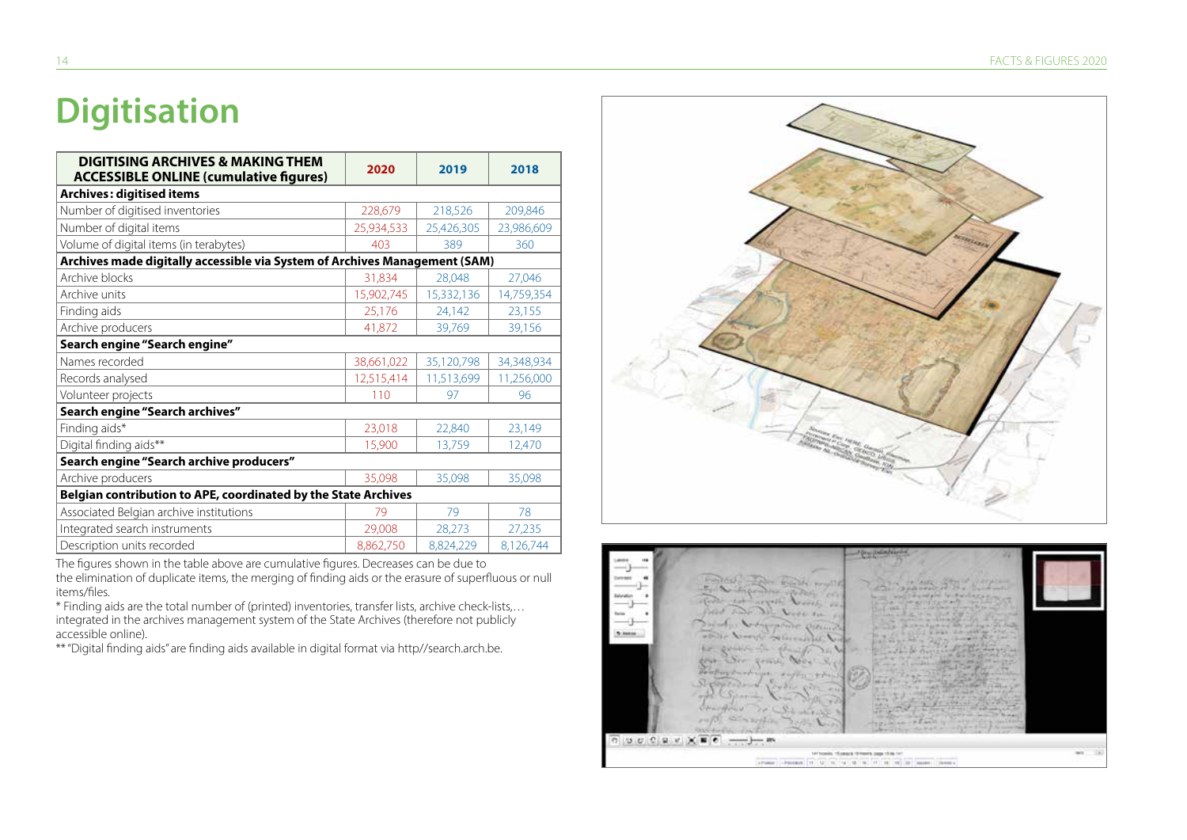# Digitisation

| DIGITISING ARCHIVES & MAKING THEM ACCESSIBLE ONLINE (cumulative figures) | 2020 | 2019 | 2018 |
|---|---|---|---|
| **Archives: digitised items** | | | |
| Number of digitised inventories | 228,679 | 218,526 | 209,846 |
| Number of digital items | 25,934,533 | 25,426,305 | 23,986,609 |
| Volume of digital items (in terabytes) | 403 | 389 | 360 |
| **Archives made digitally accessible via System of Archives Management (SAM)** | | | |
| Archive blocks | 31,834 | 28,048 | 27,046 |
| Archive units | 15,902,745 | 15,332,136 | 14,759,354 |
| Finding aids | 25,176 | 24,142 | 23,155 |
| Archive producers | 41,872 | 39,769 | 39,156 |
| **Search engine "Search engine"** | | | |
| Names recorded | 38,661,022 | 35,120,798 | 34,348,934 |
| Records analysed | 12,515,414 | 11,513,699 | 11,256,000 |
| Volunteer projects | 110 | 97 | 96 |
| **Search engine "Search archives"** | | | |
| Finding aids* | 23,018 | 22,840 | 23,149 |
| Digital finding aids** | 15,900 | 13,759 | 12,470 |
| **Search engine "Search archive producers"** | | | |
| Archive producers | 35,098 | 35,098 | 35,098 |
| **Belgian contribution to APE, coordinated by the State Archives** | | | |
| Associated Belgian archive institutions | 79 | 79 | 78 |
| Integrated search instruments | 29,008 | 28,273 | 27,235 |
| Description units recorded | 8,862,750 | 8,824,229 | 8,126,744 |

The figures shown in the table above are cumulative figures. Decreases can be due to the elimination of duplicate items, the merging of finding aids or the erasure of superfluous or null items/files.

* Finding aids are the total number of (printed) inventories, transfer lists, archive check-lists,… integrated in the archives management system of the State Archives (therefore not publicly accessible online).

** "Digital finding aids" are finding aids available in digital format via http//search.arch.be.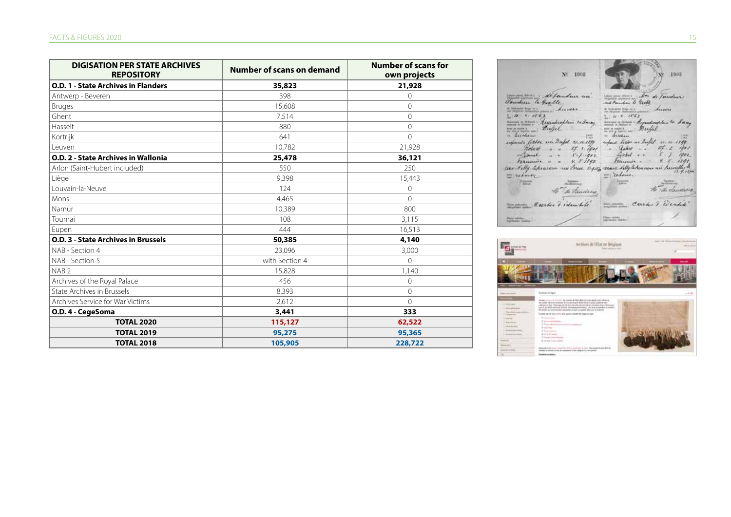| DIGISATION PER STATE ARCHIVES REPOSITORY | Number of scans on demand | Number of scans for own projects |
|---|---|---|
| **O.D. 1 - State Archives in Flanders** | **35,823** | **21,928** |
| Antwerp - Beveren | 398 | 0 |
| Bruges | 15,608 | 0 |
| Ghent | 7,514 | 0 |
| Hasselt | 880 | 0 |
| Kortrijk | 641 | 0 |
| Leuven | 10,782 | 21,928 |
| **O.D. 2 - State Archives in Wallonia** | **25,478** | **36,121** |
| Arlon (Saint-Hubert included) | 550 | 250 |
| Liège | 9,398 | 15,443 |
| Louvain-la-Neuve | 124 | 0 |
| Mons | 4,465 | 0 |
| Namur | 10,389 | 800 |
| Tournai | 108 | 3,115 |
| Eupen | 444 | 16,513 |
| **O.D. 3 - State Archives in Brussels** | **50,385** | **4,140** |
| NAB - Section 4 | 23,096 | 3,000 |
| NAB - Section 5 | with Section 4 | 0 |
| NAB 2 | 15,828 | 1,140 |
| Archives of the Royal Palace | 456 | 0 |
| State Archives in Brussels | 8,393 | 0 |
| Archives Service for War Victims | 2,612 | 0 |
| **O.D. 4 - CegeSoma** | **3,441** | **333** |
| **TOTAL 2020** | **115,127** | **62,522** |
| **TOTAL 2019** | **95,275** | **95,365** |
| **TOTAL 2018** | **105,905** | **228,722** |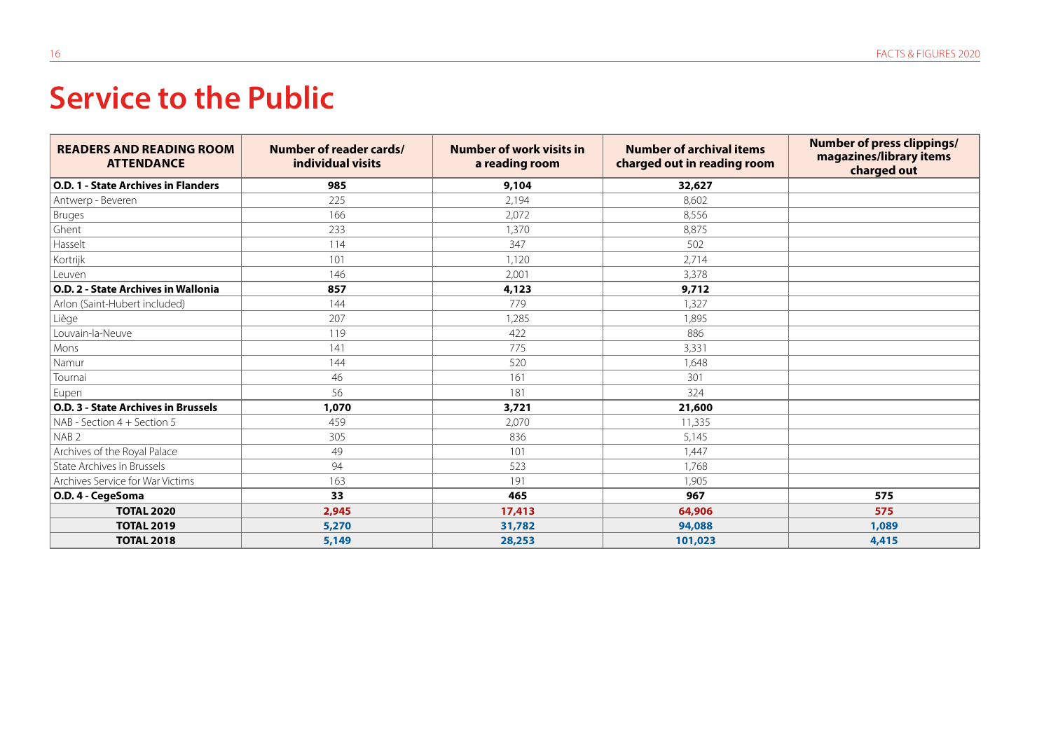# Service to the Public

| READERS AND READING ROOM ATTENDANCE | Number of reader cards/ individual visits | Number of work visits in a reading room | Number of archival items charged out in reading room | Number of press clippings/ magazines/library items charged out |
|---|---|---|---|---|
| **O.D. 1 - State Archives in Flanders** | **985** | **9,104** | **32,627** | |
| Antwerp - Beveren | 225 | 2,194 | 8,602 | |
| Bruges | 166 | 2,072 | 8,556 | |
| Ghent | 233 | 1,370 | 8,875 | |
| Hasselt | 114 | 347 | 502 | |
| Kortrijk | 101 | 1,120 | 2,714 | |
| Leuven | 146 | 2,001 | 3,378 | |
| **O.D. 2 - State Archives in Wallonia** | **857** | **4,123** | **9,712** | |
| Arlon (Saint-Hubert included) | 144 | 779 | 1,327 | |
| Liège | 207 | 1,285 | 1,895 | |
| Louvain-la-Neuve | 119 | 422 | 886 | |
| Mons | 141 | 775 | 3,331 | |
| Namur | 144 | 520 | 1,648 | |
| Tournai | 46 | 161 | 301 | |
| Eupen | 56 | 181 | 324 | |
| **O.D. 3 - State Archives in Brussels** | **1,070** | **3,721** | **21,600** | |
| NAB - Section 4 + Section 5 | 459 | 2,070 | 11,335 | |
| NAB 2 | 305 | 836 | 5,145 | |
| Archives of the Royal Palace | 49 | 101 | 1,447 | |
| State Archives in Brussels | 94 | 523 | 1,768 | |
| Archives Service for War Victims | 163 | 191 | 1,905 | |
| **O.D. 4 - CegeSoma** | **33** | **465** | **967** | **575** |
| **TOTAL 2020** | **2,945** | **17,413** | **64,906** | **575** |
| **TOTAL 2019** | **5,270** | **31,782** | **94,088** | **1,089** |
| **TOTAL 2018** | **5,149** | **28,253** | **101,023** | **4,415** |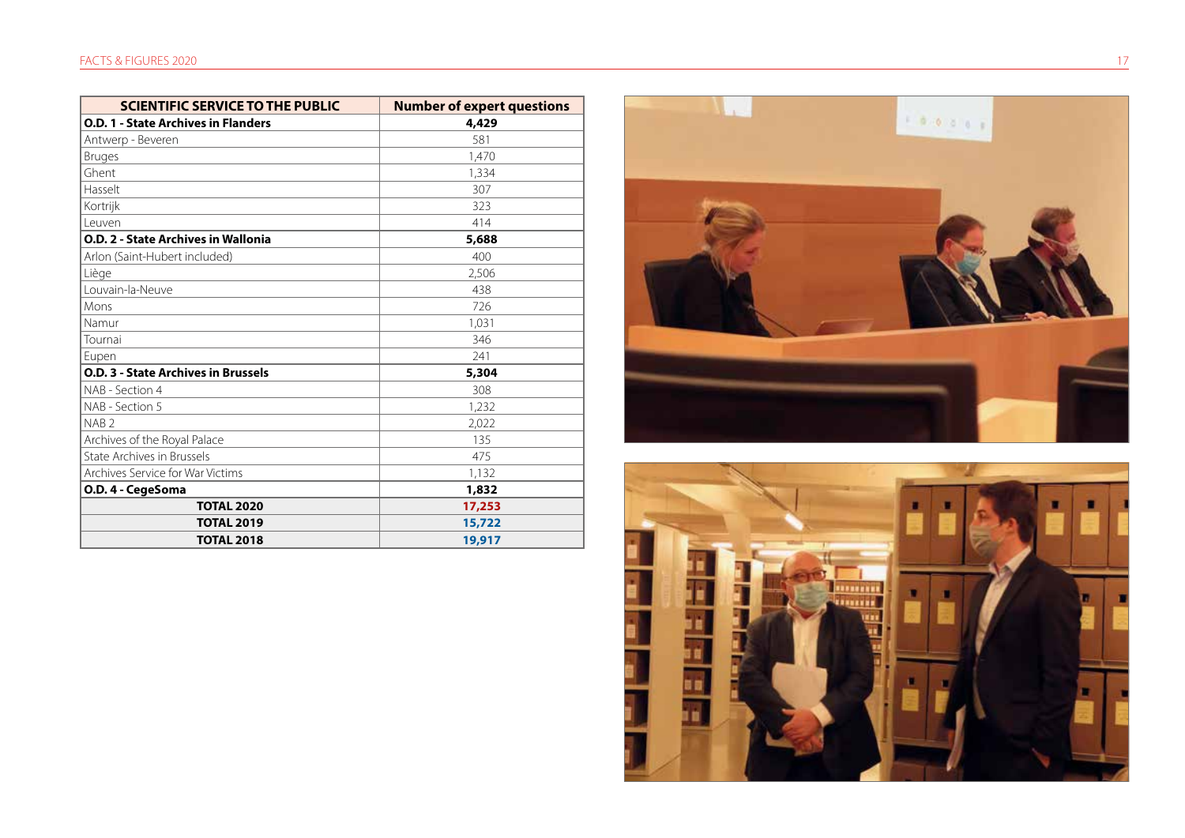| SCIENTIFIC SERVICE TO THE PUBLIC | Number of expert questions |
|---|---|
| **O.D. 1 - State Archives in Flanders** | **4,429** |
| Antwerp - Beveren | 581 |
| Bruges | 1,470 |
| Ghent | 1,334 |
| Hasselt | 307 |
| Kortrijk | 323 |
| Leuven | 414 |
| **O.D. 2 - State Archives in Wallonia** | **5,688** |
| Arlon (Saint-Hubert included) | 400 |
| Liège | 2,506 |
| Louvain-la-Neuve | 438 |
| Mons | 726 |
| Namur | 1,031 |
| Tournai | 346 |
| Eupen | 241 |
| **O.D. 3 - State Archives in Brussels** | **5,304** |
| NAB - Section 4 | 308 |
| NAB - Section 5 | 1,232 |
| NAB 2 | 2,022 |
| Archives of the Royal Palace | 135 |
| State Archives in Brussels | 475 |
| Archives Service for War Victims | 1,132 |
| **O.D. 4 - CegeSoma** | **1,832** |
| **TOTAL 2020** | **17,253** |
| **TOTAL 2019** | **15,722** |
| **TOTAL 2018** | **19,917** |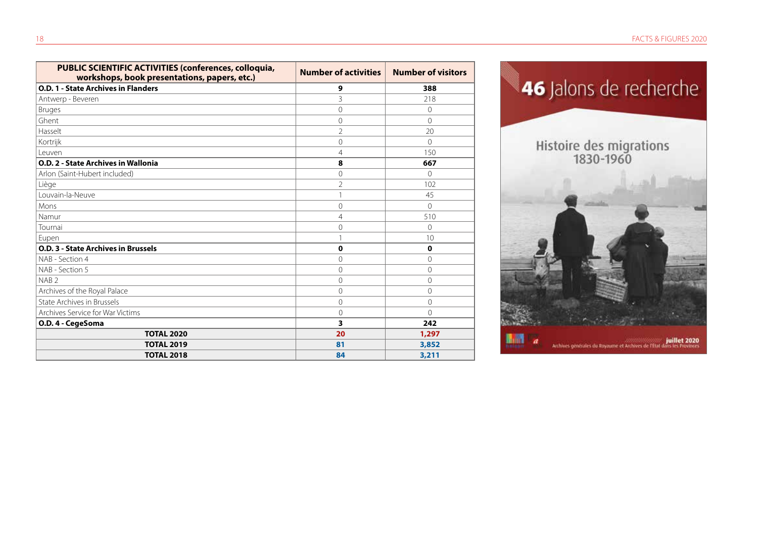| PUBLIC SCIENTIFIC ACTIVITIES (conferences, colloquia, workshops, book presentations, papers, etc.) | Number of activities | Number of visitors |
|---|---|---|
| **O.D. 1 - State Archives in Flanders** | **9** | **388** |
| Antwerp - Beveren | 3 | 218 |
| Bruges | 0 | 0 |
| Ghent | 0 | 0 |
| Hasselt | 2 | 20 |
| Kortrijk | 0 | 0 |
| Leuven | 4 | 150 |
| **O.D. 2 - State Archives in Wallonia** | **8** | **667** |
| Arlon (Saint-Hubert included) | 0 | 0 |
| Liège | 2 | 102 |
| Louvain-la-Neuve | 1 | 45 |
| Mons | 0 | 0 |
| Namur | 4 | 510 |
| Tournai | 0 | 0 |
| Eupen | 1 | 10 |
| **O.D. 3 - State Archives in Brussels** | **0** | **0** |
| NAB - Section 4 | 0 | 0 |
| NAB - Section 5 | 0 | 0 |
| NAB 2 | 0 | 0 |
| Archives of the Royal Palace | 0 | 0 |
| State Archives in Brussels | 0 | 0 |
| Archives Service for War Victims | 0 | 0 |
| **O.D. 4 - CegeSoma** | **3** | **242** |
| **TOTAL 2020** | **20** | **1,297** |
| **TOTAL 2019** | **81** | **3,852** |
| **TOTAL 2018** | **84** | **3,211** |

**46** Jalons de recherche

Histoire des migrations 1830-1960

juillet 2020

Archives générales du Royaume et Archives de l'État dans les Provinces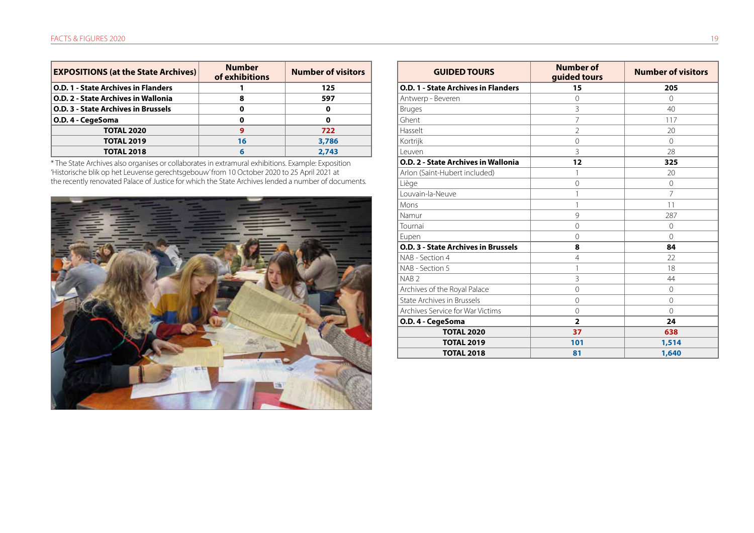| EXPOSITIONS (at the State Archives) | Number of exhibitions | Number of visitors |
|---|---|---|
| **O.D. 1 - State Archives in Flanders** | **1** | **125** |
| **O.D. 2 - State Archives in Wallonia** | **8** | **597** |
| **O.D. 3 - State Archives in Brussels** | **0** | **0** |
| **O.D. 4 - CegeSoma** | **0** | **0** |
| **TOTAL 2020** | **9** | **722** |
| **TOTAL 2019** | **16** | **3,786** |
| **TOTAL 2018** | **6** | **2,743** |

* The State Archives also organises or collaborates in extramural exhibitions. Example: Exposition 'Historische blik op het Leuvense gerechtsgebouw' from 10 October 2020 to 25 April 2021 at the recently renovated Palace of Justice for which the State Archives lended a number of documents.

| GUIDED TOURS | Number of guided tours | Number of visitors |
|---|---|---|
| **O.D. 1 - State Archives in Flanders** | **15** | **205** |
| Antwerp - Beveren | 0 | 0 |
| Bruges | 3 | 40 |
| Ghent | 7 | 117 |
| Hasselt | 2 | 20 |
| Kortrijk | 0 | 0 |
| Leuven | 3 | 28 |
| **O.D. 2 - State Archives in Wallonia** | **12** | **325** |
| Arlon (Saint-Hubert included) | 1 | 20 |
| Liège | 0 | 0 |
| Louvain-la-Neuve | 1 | 7 |
| Mons | 1 | 11 |
| Namur | 9 | 287 |
| Tournai | 0 | 0 |
| Eupen | 0 | 0 |
| **O.D. 3 - State Archives in Brussels** | **8** | **84** |
| NAB - Section 4 | 4 | 22 |
| NAB - Section 5 | 1 | 18 |
| NAB 2 | 3 | 44 |
| Archives of the Royal Palace | 0 | 0 |
| State Archives in Brussels | 0 | 0 |
| Archives Service for War Victims | 0 | 0 |
| **O.D. 4 - CegeSoma** | **2** | **24** |
| **TOTAL 2020** | **37** | **638** |
| **TOTAL 2019** | **101** | **1,514** |
| **TOTAL 2018** | **81** | **1,640** |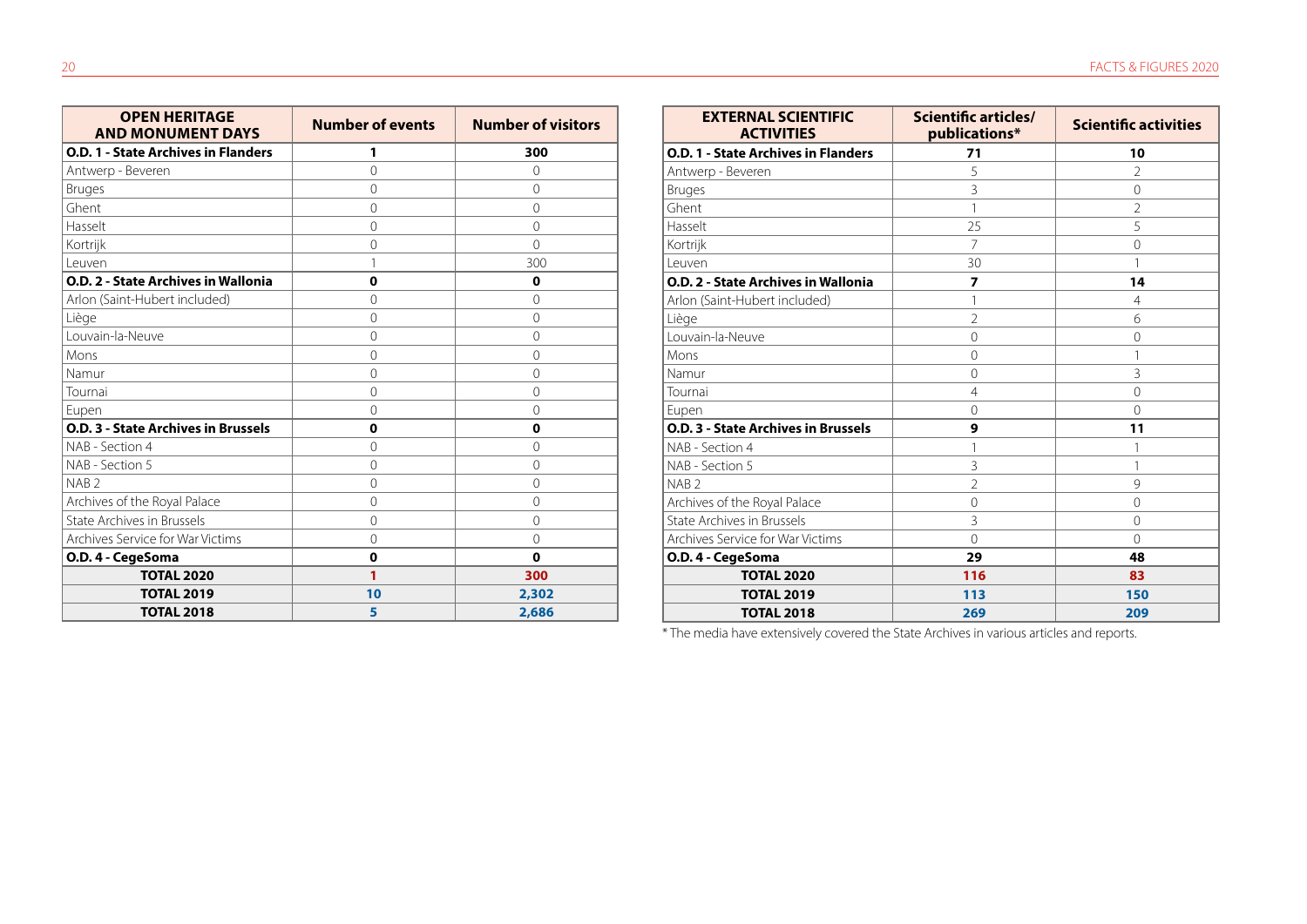| OPEN HERITAGE AND MONUMENT DAYS | Number of events | Number of visitors |
|---|---|---|
| **O.D. 1 - State Archives in Flanders** | **1** | **300** |
| Antwerp - Beveren | 0 | 0 |
| Bruges | 0 | 0 |
| Ghent | 0 | 0 |
| Hasselt | 0 | 0 |
| Kortrijk | 0 | 0 |
| Leuven | 1 | 300 |
| **O.D. 2 - State Archives in Wallonia** | **0** | **0** |
| Arlon (Saint-Hubert included) | 0 | 0 |
| Liège | 0 | 0 |
| Louvain-la-Neuve | 0 | 0 |
| Mons | 0 | 0 |
| Namur | 0 | 0 |
| Tournai | 0 | 0 |
| Eupen | 0 | 0 |
| **O.D. 3 - State Archives in Brussels** | **0** | **0** |
| NAB - Section 4 | 0 | 0 |
| NAB - Section 5 | 0 | 0 |
| NAB 2 | 0 | 0 |
| Archives of the Royal Palace | 0 | 0 |
| State Archives in Brussels | 0 | 0 |
| Archives Service for War Victims | 0 | 0 |
| **O.D. 4 - CegeSoma** | **0** | **0** |
| **TOTAL 2020** | **1** | **300** |
| **TOTAL 2019** | **10** | **2,302** |
| **TOTAL 2018** | **5** | **2,686** |

| EXTERNAL SCIENTIFIC ACTIVITIES | Scientific articles/ publications* | Scientific activities |
|---|---|---|
| **O.D. 1 - State Archives in Flanders** | **71** | **10** |
| Antwerp - Beveren | 5 | 2 |
| Bruges | 3 | 0 |
| Ghent | 1 | 2 |
| Hasselt | 25 | 5 |
| Kortrijk | 7 | 0 |
| Leuven | 30 | 1 |
| **O.D. 2 - State Archives in Wallonia** | **7** | **14** |
| Arlon (Saint-Hubert included) | 1 | 4 |
| Liège | 2 | 6 |
| Louvain-la-Neuve | 0 | 0 |
| Mons | 0 | 1 |
| Namur | 0 | 3 |
| Tournai | 4 | 0 |
| Eupen | 0 | 0 |
| **O.D. 3 - State Archives in Brussels** | **9** | **11** |
| NAB - Section 4 | 1 | 1 |
| NAB - Section 5 | 3 | 1 |
| NAB 2 | 2 | 9 |
| Archives of the Royal Palace | 0 | 0 |
| State Archives in Brussels | 3 | 0 |
| Archives Service for War Victims | 0 | 0 |
| **O.D. 4 - CegeSoma** | **29** | **48** |
| **TOTAL 2020** | **116** | **83** |
| **TOTAL 2019** | **113** | **150** |
| **TOTAL 2018** | **269** | **209** |

* The media have extensively covered the State Archives in various articles and reports.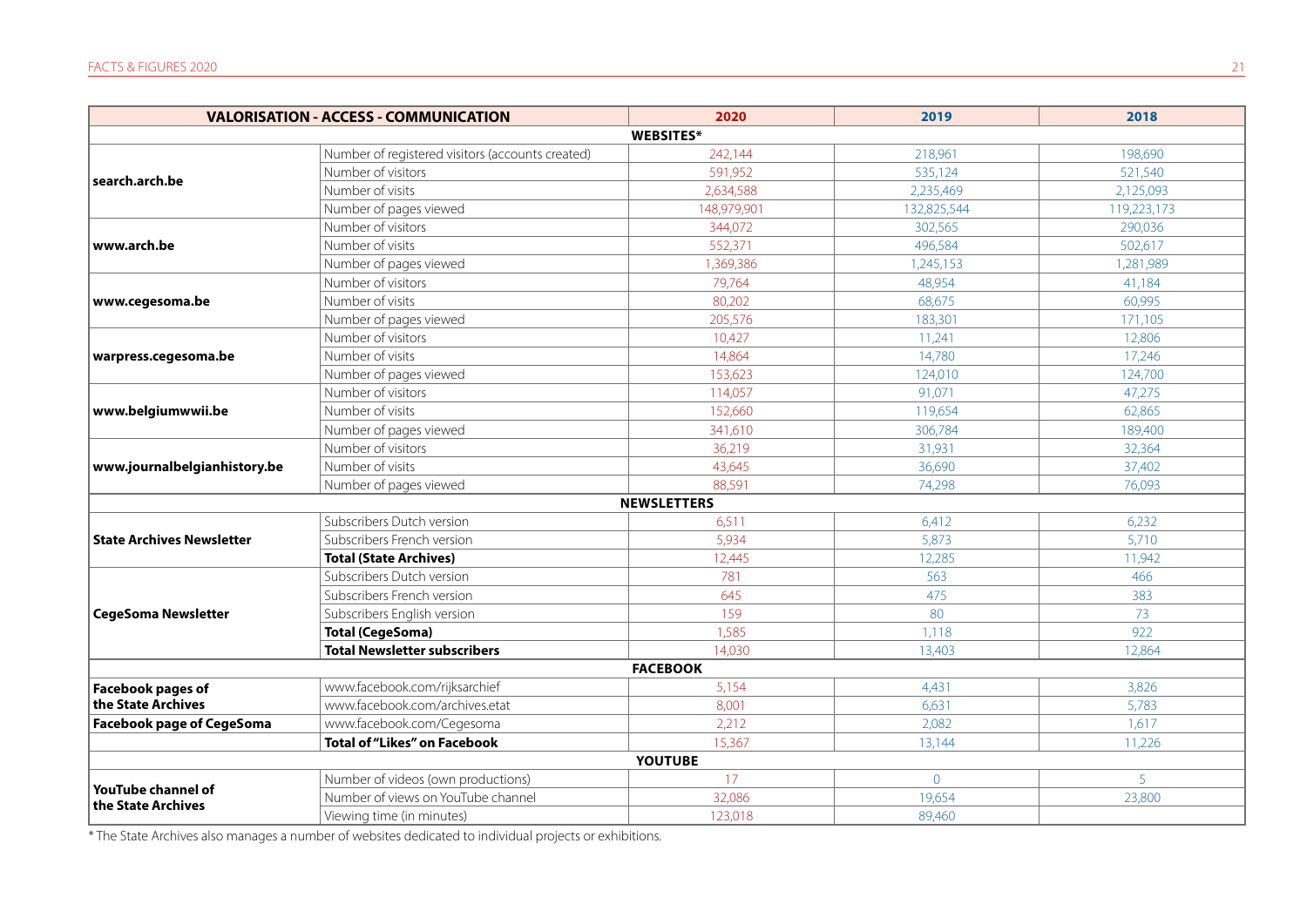| VALORISATION - ACCESS - COMMUNICATION | | 2020 | 2019 | 2018 |
|---|---|---|---|---|
| **WEBSITES*** | | | | |
| **search.arch.be** | Number of registered visitors (accounts created) | 242,144 | 218,961 | 198,690 |
| | Number of visitors | 591,952 | 535,124 | 521,540 |
| | Number of visits | 2,634,588 | 2,235,469 | 2,125,093 |
| | Number of pages viewed | 148,979,901 | 132,825,544 | 119,223,173 |
| **www.arch.be** | Number of visitors | 344,072 | 302,565 | 290,036 |
| | Number of visits | 552,371 | 496,584 | 502,617 |
| | Number of pages viewed | 1,369,386 | 1,245,153 | 1,281,989 |
| **www.cegesoma.be** | Number of visitors | 79,764 | 48,954 | 41,184 |
| | Number of visits | 80,202 | 68,675 | 60,995 |
| | Number of pages viewed | 205,576 | 183,301 | 171,105 |
| **warpress.cegesoma.be** | Number of visitors | 10,427 | 11,241 | 12,806 |
| | Number of visits | 14,864 | 14,780 | 17,246 |
| | Number of pages viewed | 153,623 | 124,010 | 124,700 |
| **www.belgiumwwii.be** | Number of visitors | 114,057 | 91,071 | 47,275 |
| | Number of visits | 152,660 | 119,654 | 62,865 |
| | Number of pages viewed | 341,610 | 306,784 | 189,400 |
| **www.journalbelgianhistory.be** | Number of visitors | 36,219 | 31,931 | 32,364 |
| | Number of visits | 43,645 | 36,690 | 37,402 |
| | Number of pages viewed | 88,591 | 74,298 | 76,093 |
| **NEWSLETTERS** | | | | |
| **State Archives Newsletter** | Subscribers Dutch version | 6,511 | 6,412 | 6,232 |
| | Subscribers French version | 5,934 | 5,873 | 5,710 |
| | **Total (State Archives)** | 12,445 | 12,285 | 11,942 |
| **CegeSoma Newsletter** | Subscribers Dutch version | 781 | 563 | 466 |
| | Subscribers French version | 645 | 475 | 383 |
| | Subscribers English version | 159 | 80 | 73 |
| | **Total (CegeSoma)** | 1,585 | 1,118 | 922 |
| | **Total Newsletter subscribers** | 14,030 | 13,403 | 12,864 |
| **FACEBOOK** | | | | |
| **Facebook pages of the State Archives** | www.facebook.com/rijksarchief | 5,154 | 4,431 | 3,826 |
| | www.facebook.com/archives.etat | 8,001 | 6,631 | 5,783 |
| **Facebook page of CegeSoma** | www.facebook.com/Cegesoma | 2,212 | 2,082 | 1,617 |
| | **Total of "Likes" on Facebook** | 15,367 | 13,144 | 11,226 |
| **YOUTUBE** | | | | |
| **YouTube channel of the State Archives** | Number of videos (own productions) | 17 | 0 | 5 |
| | Number of views on YouTube channel | 32,086 | 19,654 | 23,800 |
| | Viewing time (in minutes) | 123,018 | 89,460 | |

\* The State Archives also manages a number of websites dedicated to individual projects or exhibitions.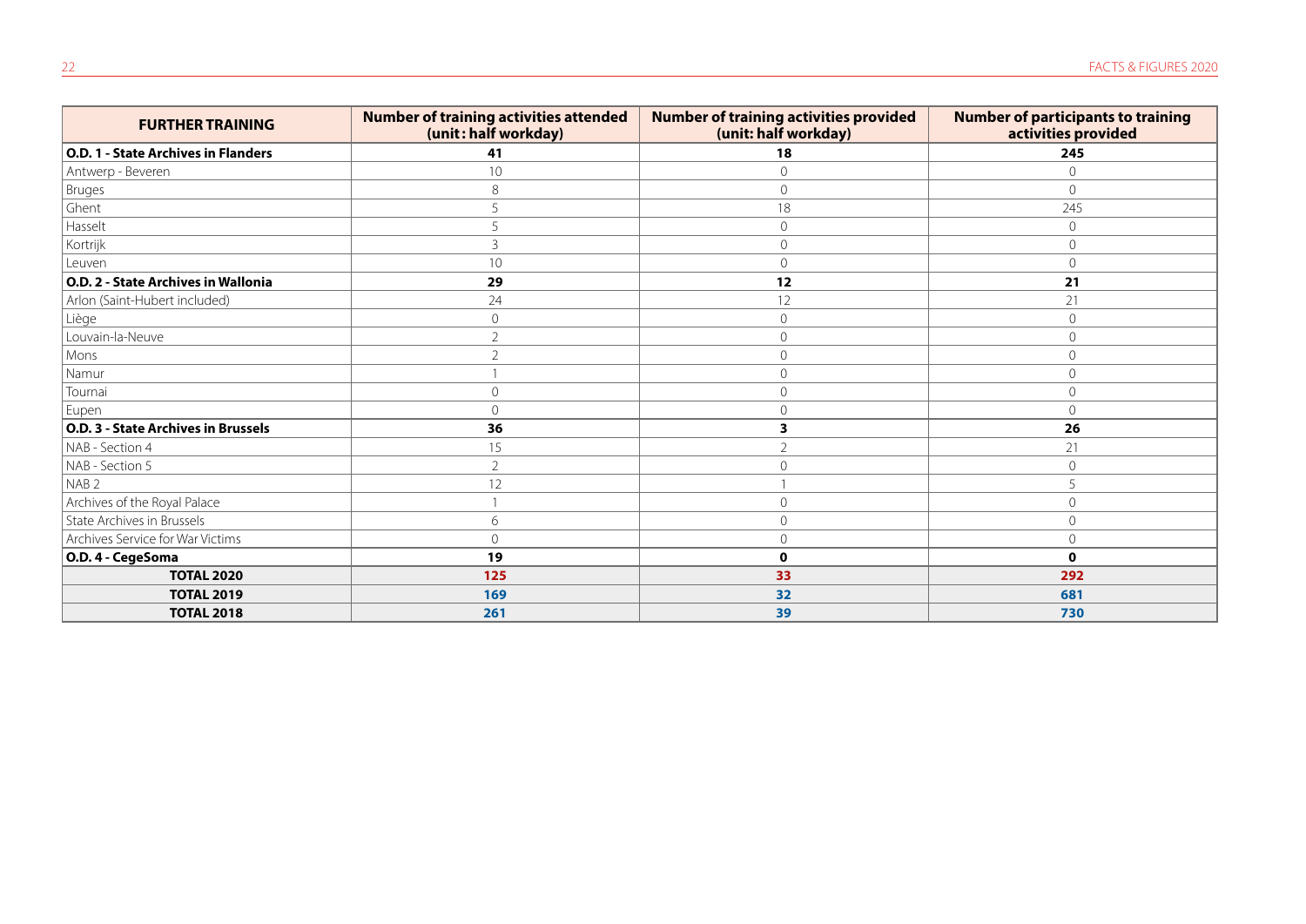| FURTHER TRAINING | Number of training activities attended (unit : half workday) | Number of training activities provided (unit: half workday) | Number of participants to training activities provided |
|---|---|---|---|
| **O.D. 1 - State Archives in Flanders** | **41** | **18** | **245** |
| Antwerp - Beveren | 10 | 0 | 0 |
| Bruges | 8 | 0 | 0 |
| Ghent | 5 | 18 | 245 |
| Hasselt | 5 | 0 | 0 |
| Kortrijk | 3 | 0 | 0 |
| Leuven | 10 | 0 | 0 |
| **O.D. 2 - State Archives in Wallonia** | **29** | **12** | **21** |
| Arlon (Saint-Hubert included) | 24 | 12 | 21 |
| Liège | 0 | 0 | 0 |
| Louvain-la-Neuve | 2 | 0 | 0 |
| Mons | 2 | 0 | 0 |
| Namur | 1 | 0 | 0 |
| Tournai | 0 | 0 | 0 |
| Eupen | 0 | 0 | 0 |
| **O.D. 3 - State Archives in Brussels** | **36** | **3** | **26** |
| NAB - Section 4 | 15 | 2 | 21 |
| NAB - Section 5 | 2 | 0 | 0 |
| NAB 2 | 12 | 1 | 5 |
| Archives of the Royal Palace | 1 | 0 | 0 |
| State Archives in Brussels | 6 | 0 | 0 |
| Archives Service for War Victims | 0 | 0 | 0 |
| **O.D. 4 - CegeSoma** | **19** | **0** | **0** |
| **TOTAL 2020** | **125** | **33** | **292** |
| **TOTAL 2019** | **169** | **32** | **681** |
| **TOTAL 2018** | **261** | **39** | **730** |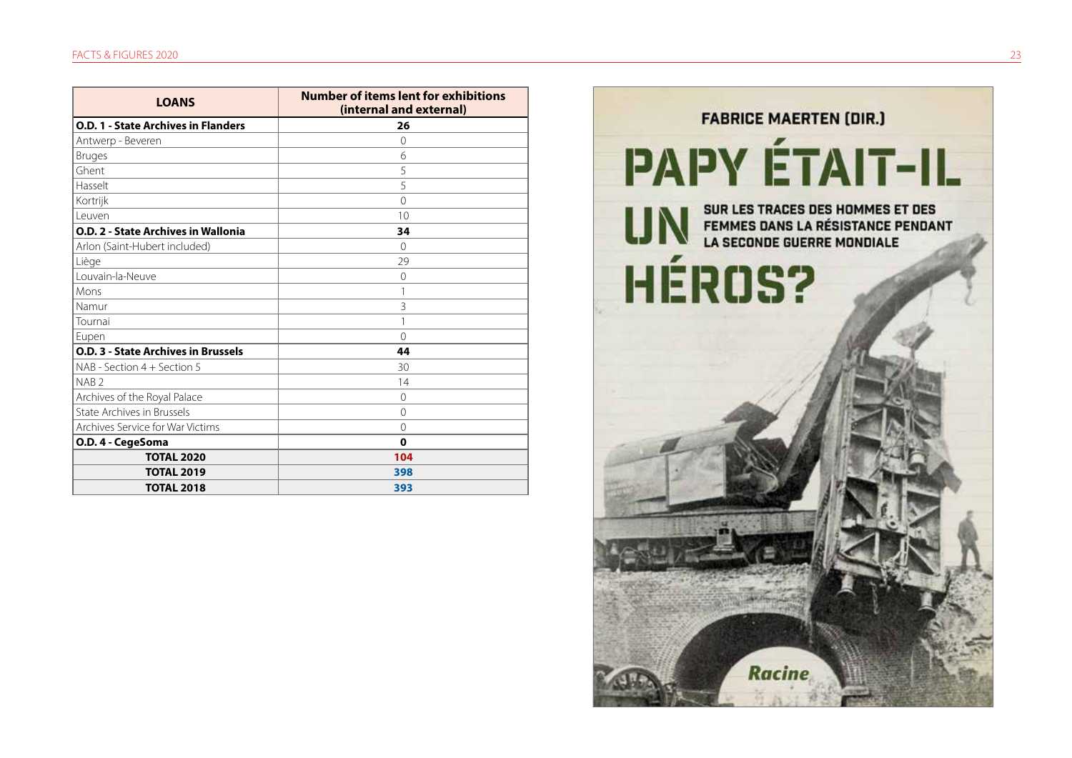| LOANS | Number of items lent for exhibitions (internal and external) |
|---|---|
| **O.D. 1 - State Archives in Flanders** | **26** |
| Antwerp - Beveren | 0 |
| Bruges | 6 |
| Ghent | 5 |
| Hasselt | 5 |
| Kortrijk | 0 |
| Leuven | 10 |
| **O.D. 2 - State Archives in Wallonia** | **34** |
| Arlon (Saint-Hubert included) | 0 |
| Liège | 29 |
| Louvain-la-Neuve | 0 |
| Mons | 1 |
| Namur | 3 |
| Tournai | 1 |
| Eupen | 0 |
| **O.D. 3 - State Archives in Brussels** | **44** |
| NAB - Section 4 + Section 5 | 30 |
| NAB 2 | 14 |
| Archives of the Royal Palace | 0 |
| State Archives in Brussels | 0 |
| Archives Service for War Victims | 0 |
| **O.D. 4 - CegeSoma** | **0** |
| **TOTAL 2020** | **104** |
| **TOTAL 2019** | **398** |
| **TOTAL 2018** | **393** |

FABRICE MAERTEN (DIR.)

PAPY ÉTAIT-IL UN HÉROS?

SUR LES TRACES DES HOMMES ET DES FEMMES DANS LA RÉSISTANCE PENDANT LA SECONDE GUERRE MONDIALE

Racine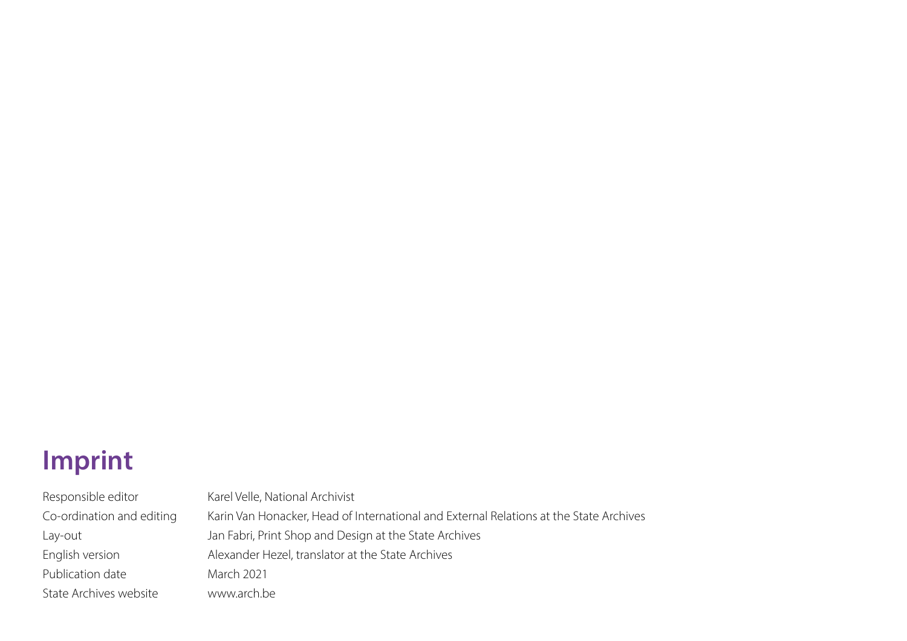# Imprint

| | |
|---|---|
| Responsible editor | Karel Velle, National Archivist |
| Co-ordination and editing | Karin Van Honacker, Head of International and External Relations at the State Archives |
| Lay-out | Jan Fabri, Print Shop and Design at the State Archives |
| English version | Alexander Hezel, translator at the State Archives |
| Publication date | March 2021 |
| State Archives website | www.arch.be |